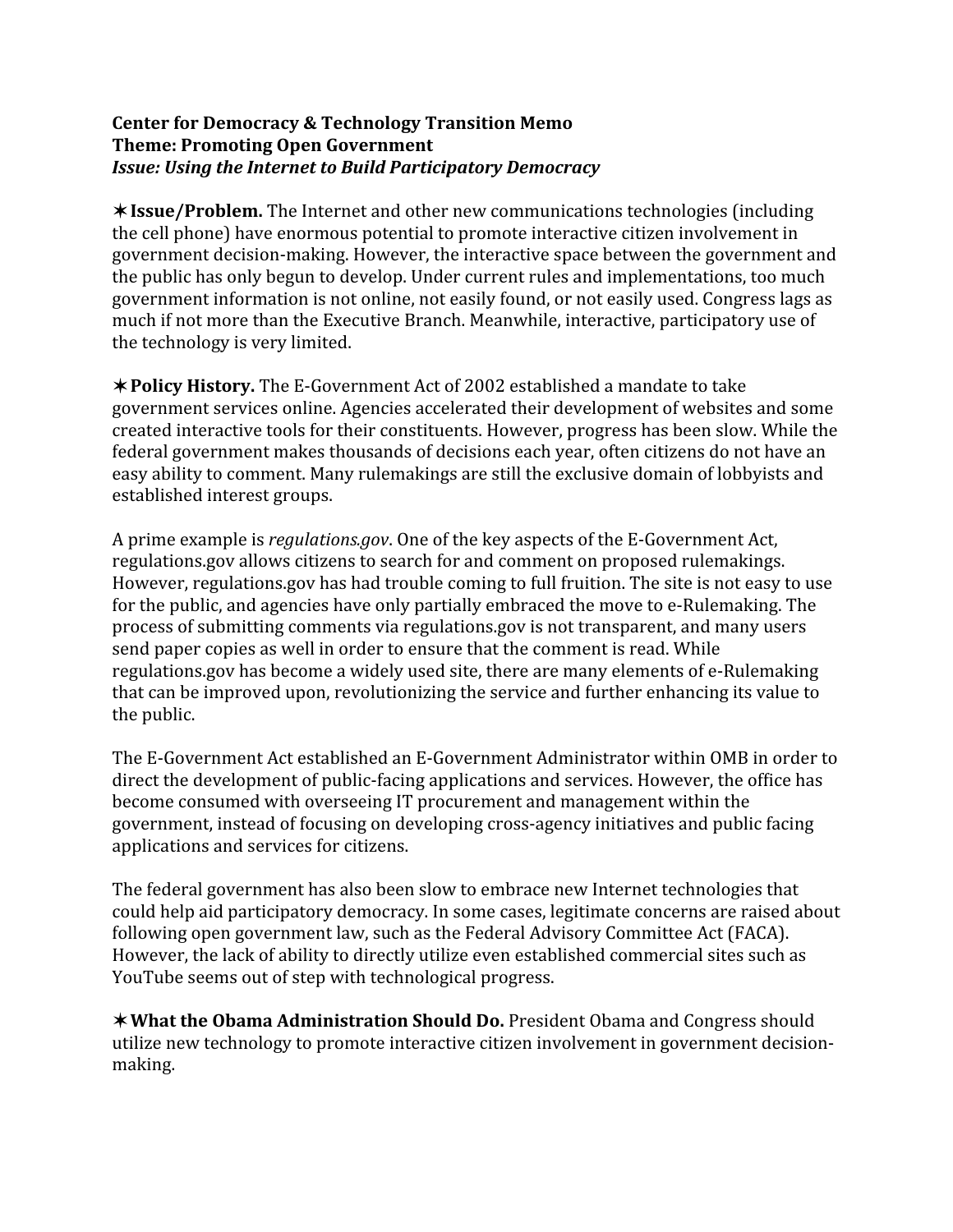**Center for Democracy & Technology Transition Memo**
**Theme: Promoting Open Government**
***Issue: Using the Internet to Build Participatory Democracy***

✶ **Issue/Problem.** The Internet and other new communications technologies (including the cell phone) have enormous potential to promote interactive citizen involvement in government decision-making. However, the interactive space between the government and the public has only begun to develop. Under current rules and implementations, too much government information is not online, not easily found, or not easily used. Congress lags as much if not more than the Executive Branch. Meanwhile, interactive, participatory use of the technology is very limited.

✶ **Policy History.** The E-Government Act of 2002 established a mandate to take government services online. Agencies accelerated their development of websites and some created interactive tools for their constituents. However, progress has been slow. While the federal government makes thousands of decisions each year, often citizens do not have an easy ability to comment. Many rulemakings are still the exclusive domain of lobbyists and established interest groups.

A prime example is *regulations.gov*. One of the key aspects of the E-Government Act, regulations.gov allows citizens to search for and comment on proposed rulemakings. However, regulations.gov has had trouble coming to full fruition. The site is not easy to use for the public, and agencies have only partially embraced the move to e-Rulemaking. The process of submitting comments via regulations.gov is not transparent, and many users send paper copies as well in order to ensure that the comment is read. While regulations.gov has become a widely used site, there are many elements of e-Rulemaking that can be improved upon, revolutionizing the service and further enhancing its value to the public.

The E-Government Act established an E-Government Administrator within OMB in order to direct the development of public-facing applications and services. However, the office has become consumed with overseeing IT procurement and management within the government, instead of focusing on developing cross-agency initiatives and public facing applications and services for citizens.

The federal government has also been slow to embrace new Internet technologies that could help aid participatory democracy. In some cases, legitimate concerns are raised about following open government law, such as the Federal Advisory Committee Act (FACA). However, the lack of ability to directly utilize even established commercial sites such as YouTube seems out of step with technological progress.

✶ **What the Obama Administration Should Do.** President Obama and Congress should utilize new technology to promote interactive citizen involvement in government decision-making.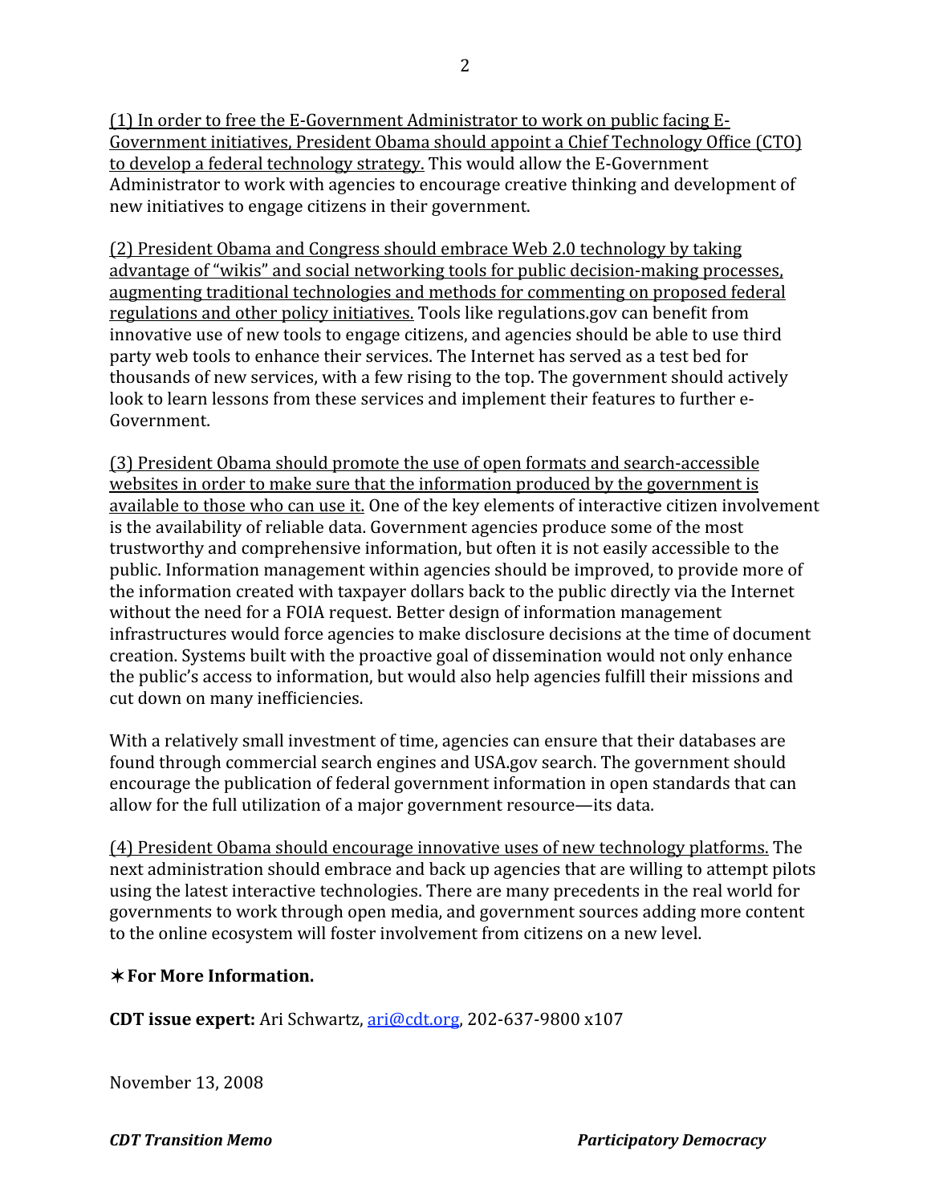(1) In order to free the E-Government Administrator to work on public facing E-Government initiatives, President Obama should appoint a Chief Technology Office (CTO) to develop a federal technology strategy. This would allow the E-Government Administrator to work with agencies to encourage creative thinking and development of new initiatives to engage citizens in their government.

(2) President Obama and Congress should embrace Web 2.0 technology by taking advantage of "wikis" and social networking tools for public decision-making processes, augmenting traditional technologies and methods for commenting on proposed federal regulations and other policy initiatives. Tools like regulations.gov can benefit from innovative use of new tools to engage citizens, and agencies should be able to use third party web tools to enhance their services. The Internet has served as a test bed for thousands of new services, with a few rising to the top. The government should actively look to learn lessons from these services and implement their features to further e-Government.

(3) President Obama should promote the use of open formats and search-accessible websites in order to make sure that the information produced by the government is available to those who can use it. One of the key elements of interactive citizen involvement is the availability of reliable data. Government agencies produce some of the most trustworthy and comprehensive information, but often it is not easily accessible to the public. Information management within agencies should be improved, to provide more of the information created with taxpayer dollars back to the public directly via the Internet without the need for a FOIA request. Better design of information management infrastructures would force agencies to make disclosure decisions at the time of document creation. Systems built with the proactive goal of dissemination would not only enhance the public's access to information, but would also help agencies fulfill their missions and cut down on many inefficiencies.

With a relatively small investment of time, agencies can ensure that their databases are found through commercial search engines and USA.gov search. The government should encourage the publication of federal government information in open standards that can allow for the full utilization of a major government resource—its data.

(4) President Obama should encourage innovative uses of new technology platforms. The next administration should embrace and back up agencies that are willing to attempt pilots using the latest interactive technologies. There are many precedents in the real world for governments to work through open media, and government sources adding more content to the online ecosystem will foster involvement from citizens on a new level.

✶ **For More Information.**

**CDT issue expert:** Ari Schwartz, ari@cdt.org, 202-637-9800 x107

November 13, 2008